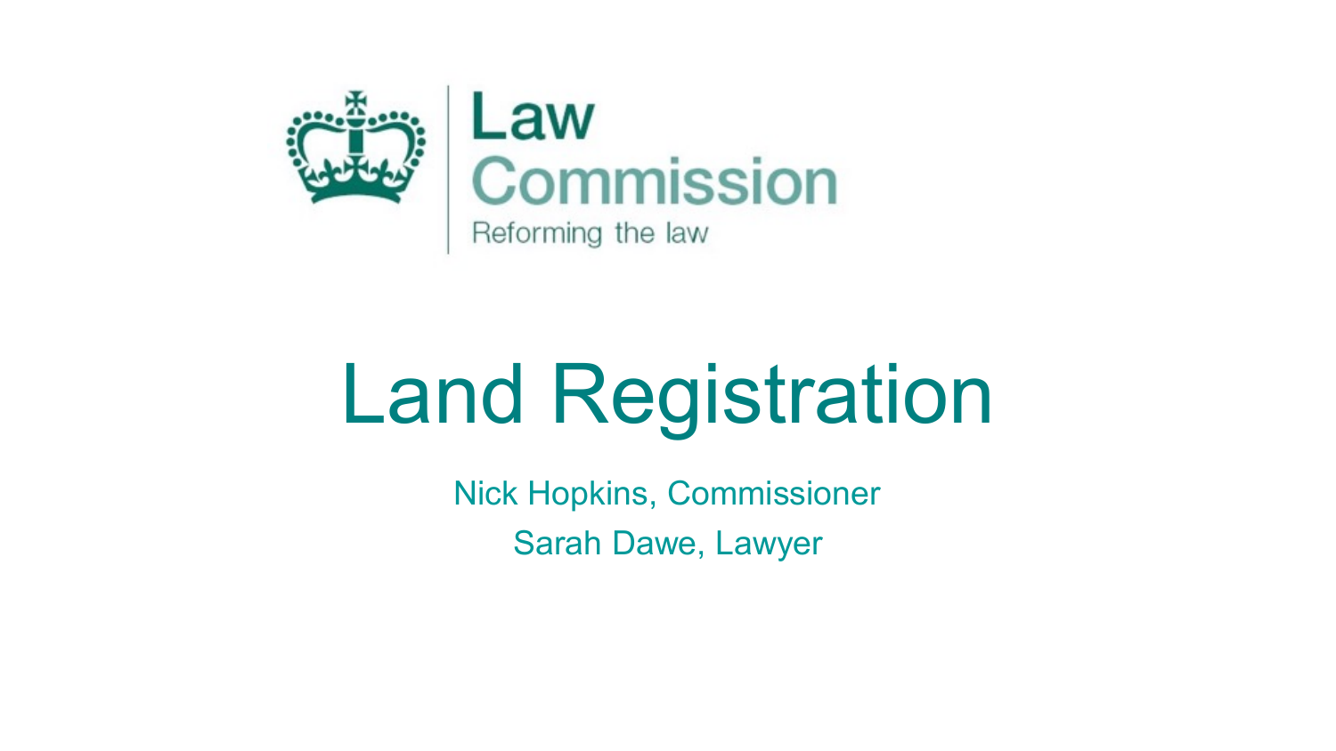Law Commission

Reforming the law

# Land Registration

Nick Hopkins, Commissioner

Sarah Dawe, Lawyer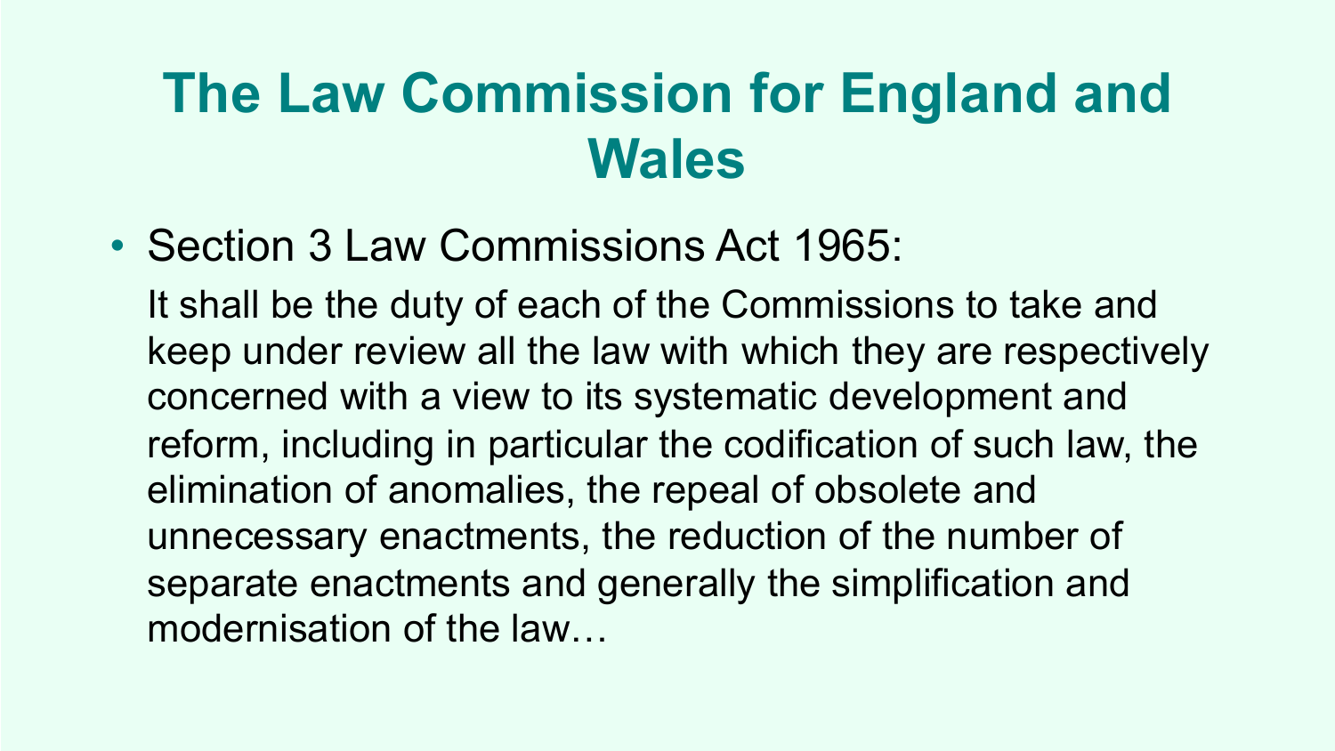# The Law Commission for England and Wales

- Section 3 Law Commissions Act 1965:

  It shall be the duty of each of the Commissions to take and keep under review all the law with which they are respectively concerned with a view to its systematic development and reform, including in particular the codification of such law, the elimination of anomalies, the repeal of obsolete and unnecessary enactments, the reduction of the number of separate enactments and generally the simplification and modernisation of the law…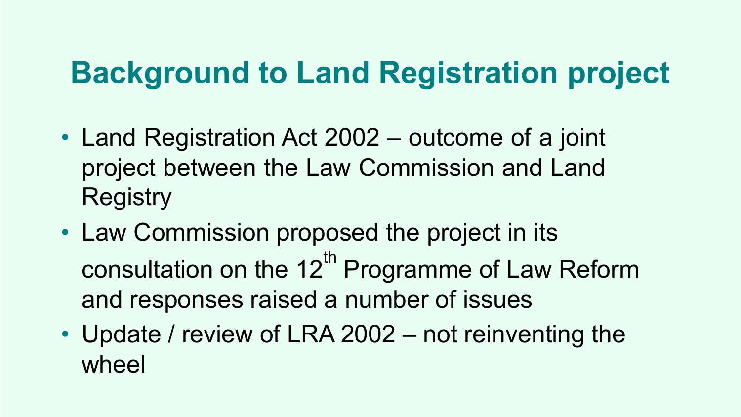# Background to Land Registration project

- Land Registration Act 2002 – outcome of a joint project between the Law Commission and Land Registry
- Law Commission proposed the project in its consultation on the 12th Programme of Law Reform and responses raised a number of issues
- Update / review of LRA 2002 – not reinventing the wheel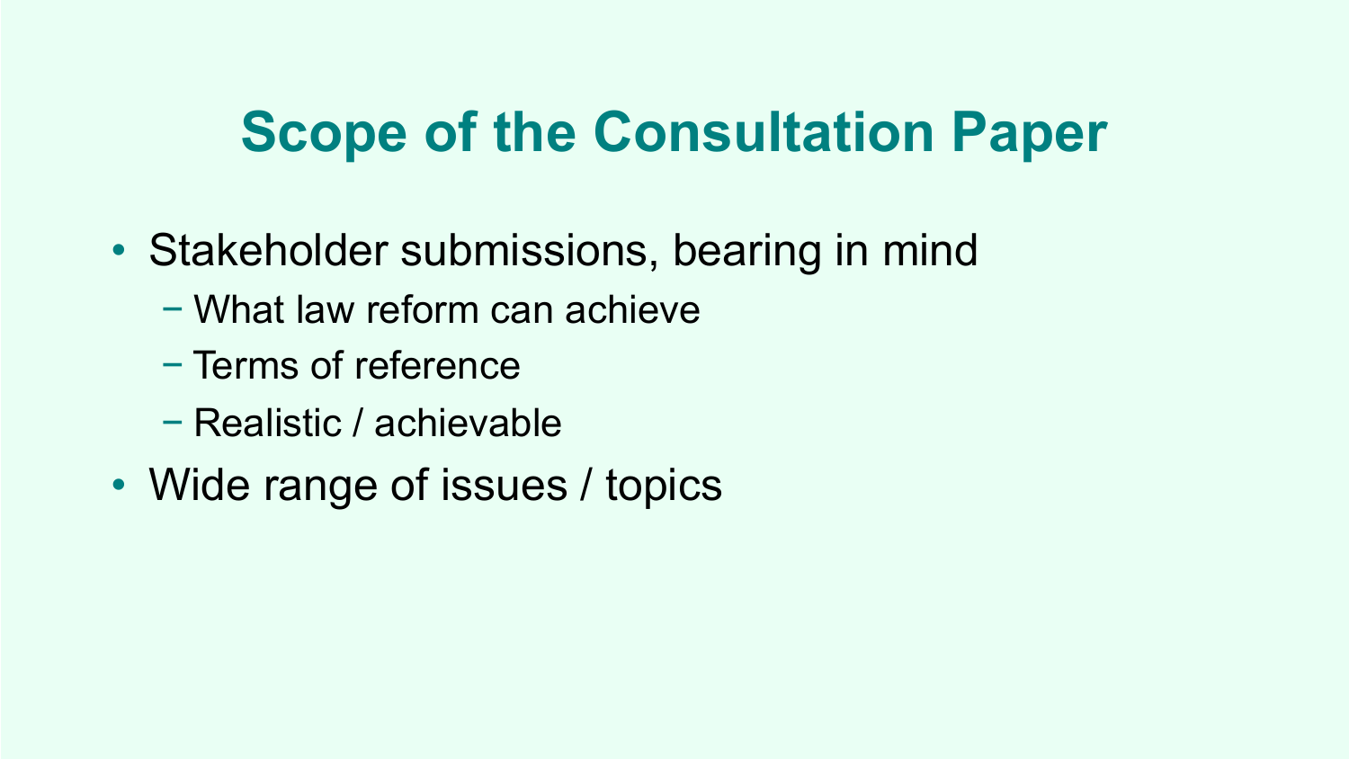# Scope of the Consultation Paper

- Stakeholder submissions, bearing in mind
  - What law reform can achieve
  - Terms of reference
  - Realistic / achievable
- Wide range of issues / topics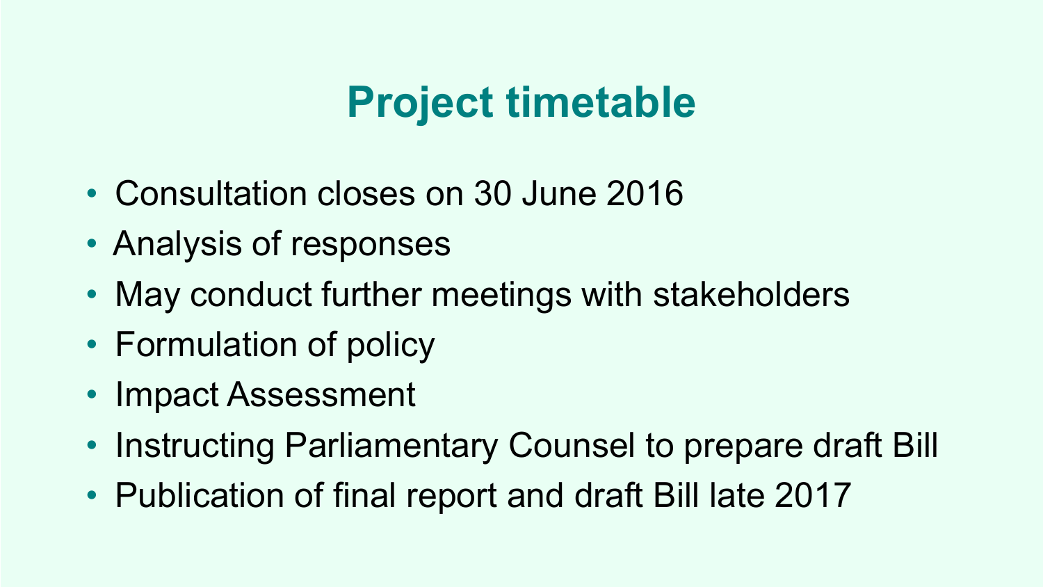# Project timetable

- Consultation closes on 30 June 2016
- Analysis of responses
- May conduct further meetings with stakeholders
- Formulation of policy
- Impact Assessment
- Instructing Parliamentary Counsel to prepare draft Bill
- Publication of final report and draft Bill late 2017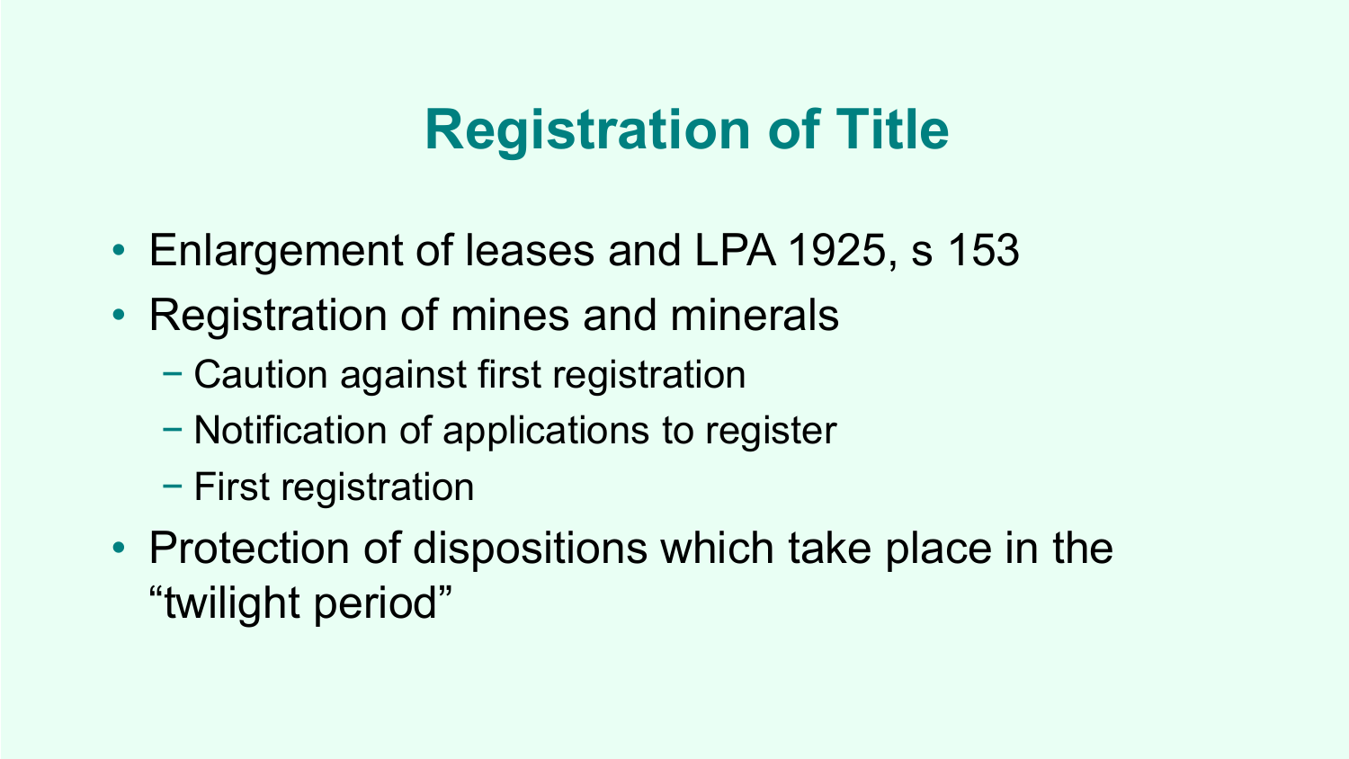# Registration of Title

- Enlargement of leases and LPA 1925, s 153
- Registration of mines and minerals
  - Caution against first registration
  - Notification of applications to register
  - First registration
- Protection of dispositions which take place in the "twilight period"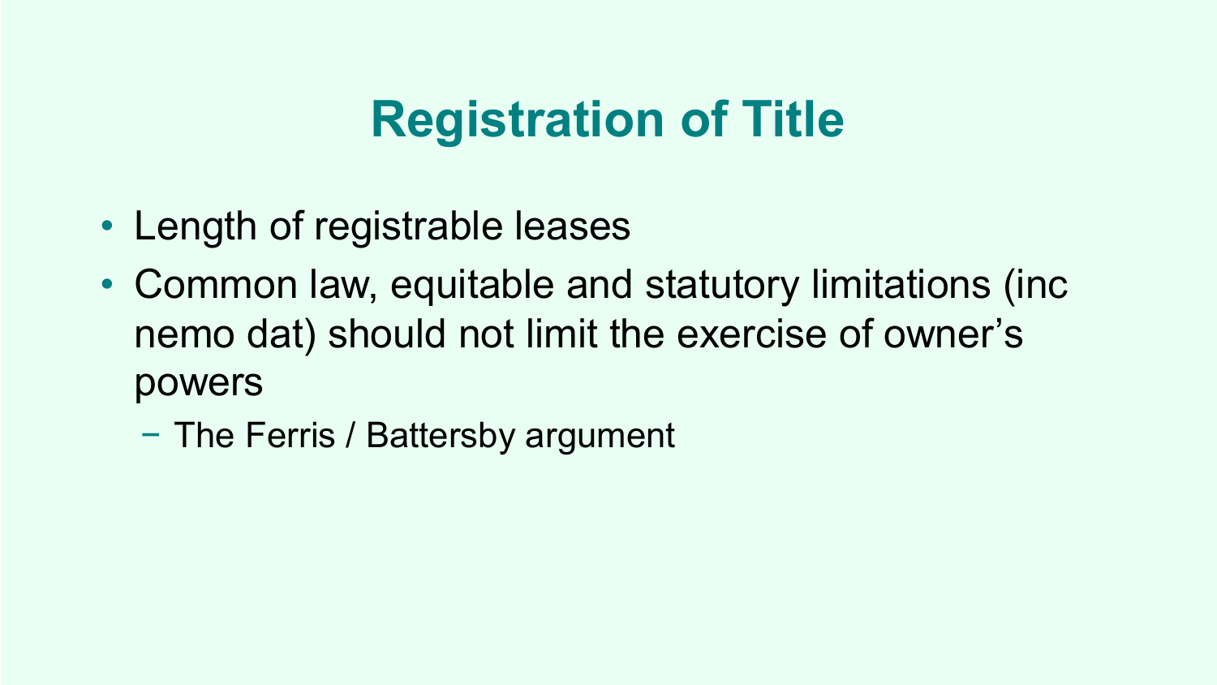# Registration of Title

- Length of registrable leases
- Common law, equitable and statutory limitations (inc nemo dat) should not limit the exercise of owner’s powers
  - The Ferris / Battersby argument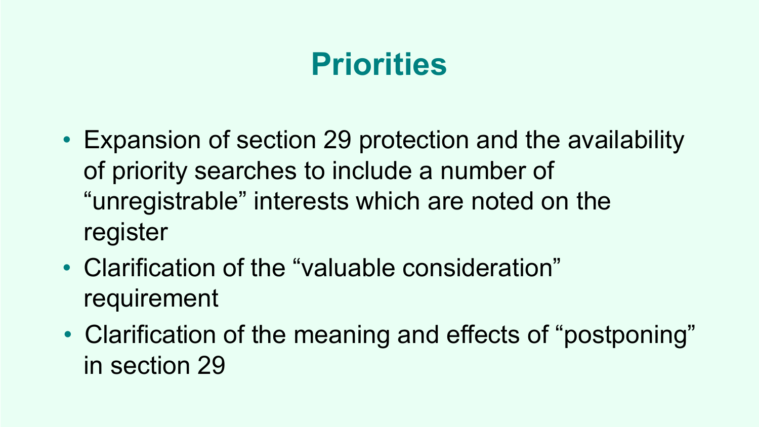# Priorities

- Expansion of section 29 protection and the availability of priority searches to include a number of “unregistrable” interests which are noted on the register
- Clarification of the “valuable consideration” requirement
- Clarification of the meaning and effects of “postponing” in section 29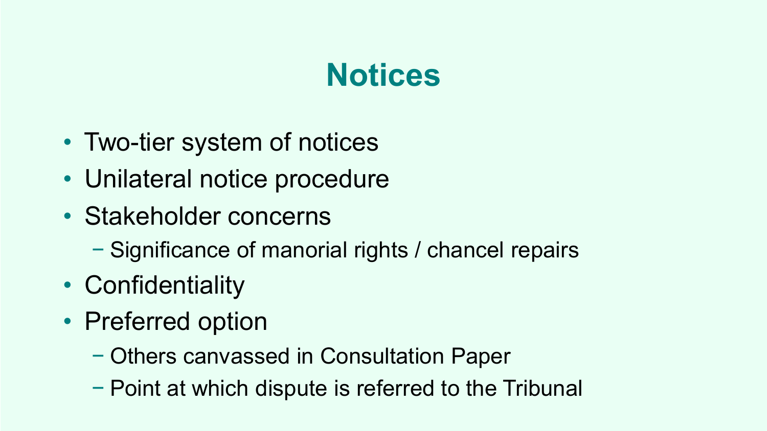# Notices

- Two-tier system of notices
- Unilateral notice procedure
- Stakeholder concerns
  - Significance of manorial rights / chancel repairs
- Confidentiality
- Preferred option
  - Others canvassed in Consultation Paper
  - Point at which dispute is referred to the Tribunal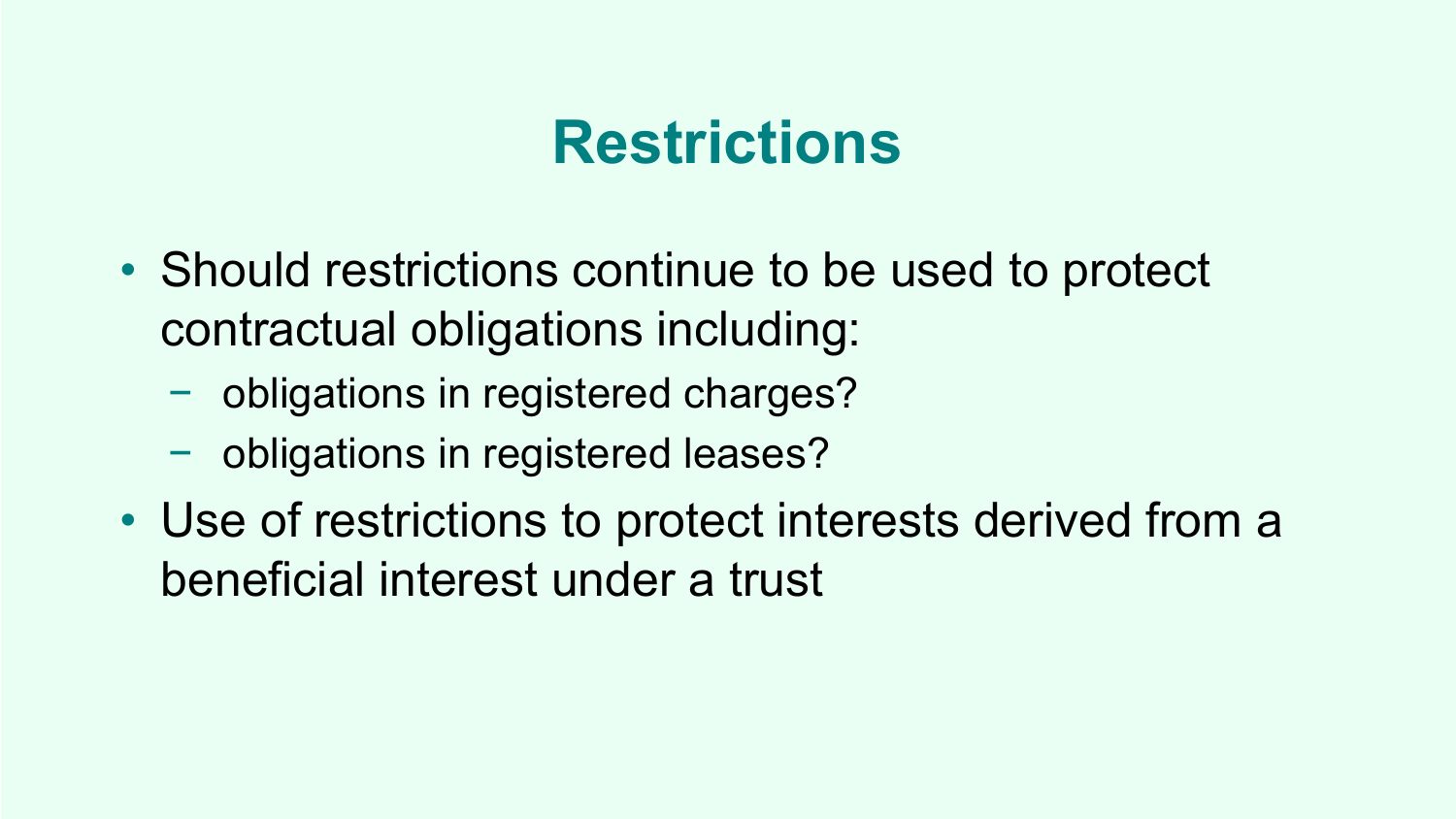# Restrictions

- Should restrictions continue to be used to protect contractual obligations including:
  - obligations in registered charges?
  - obligations in registered leases?
- Use of restrictions to protect interests derived from a beneficial interest under a trust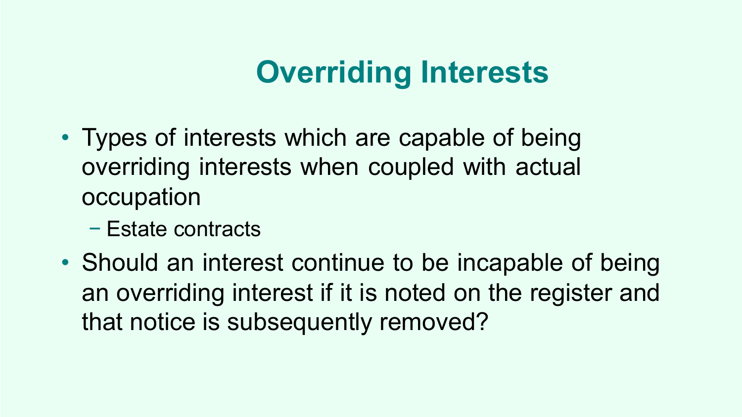# Overriding Interests

- Types of interests which are capable of being overriding interests when coupled with actual occupation
  - Estate contracts
- Should an interest continue to be incapable of being an overriding interest if it is noted on the register and that notice is subsequently removed?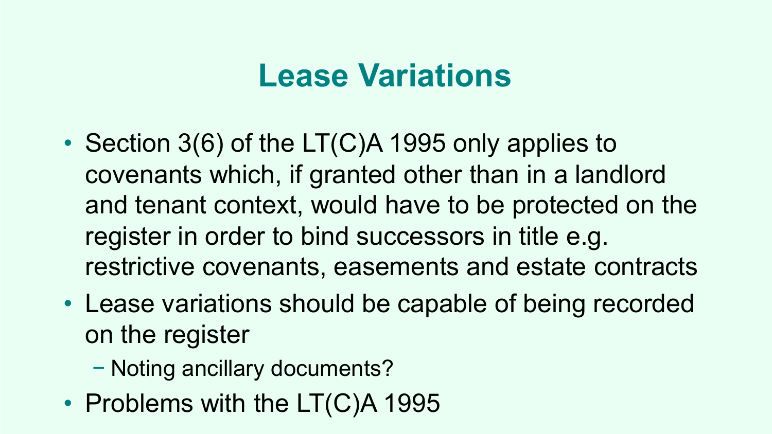# Lease Variations

- Section 3(6) of the LT(C)A 1995 only applies to covenants which, if granted other than in a landlord and tenant context, would have to be protected on the register in order to bind successors in title e.g. restrictive covenants, easements and estate contracts
- Lease variations should be capable of being recorded on the register
  - Noting ancillary documents?
- Problems with the LT(C)A 1995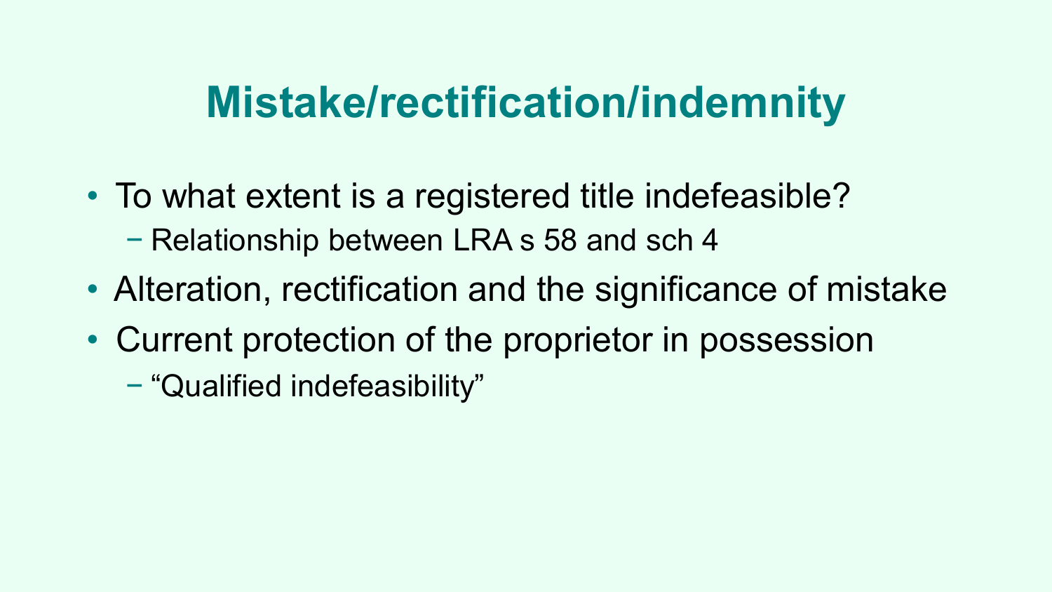# Mistake/rectification/indemnity

- To what extent is a registered title indefeasible?
  - Relationship between LRA s 58 and sch 4
- Alteration, rectification and the significance of mistake
- Current protection of the proprietor in possession
  - "Qualified indefeasibility"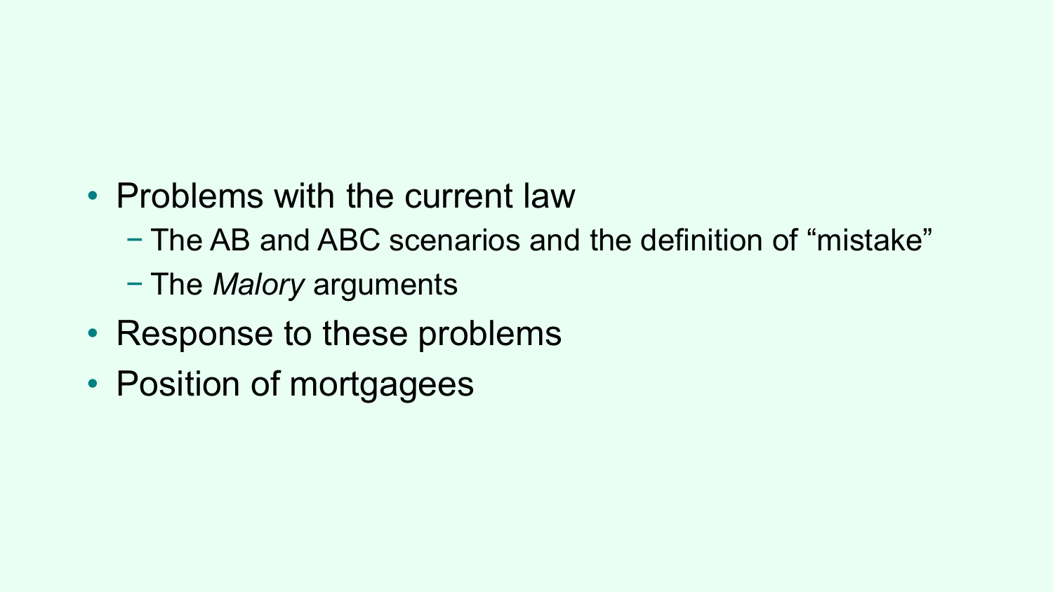- Problems with the current law
  - The AB and ABC scenarios and the definition of "mistake"
  - The *Malory* arguments
- Response to these problems
- Position of mortgagees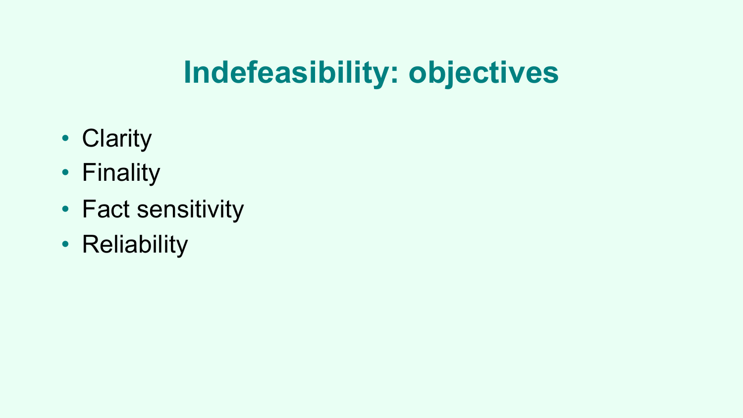# Indefeasibility: objectives

- Clarity
- Finality
- Fact sensitivity
- Reliability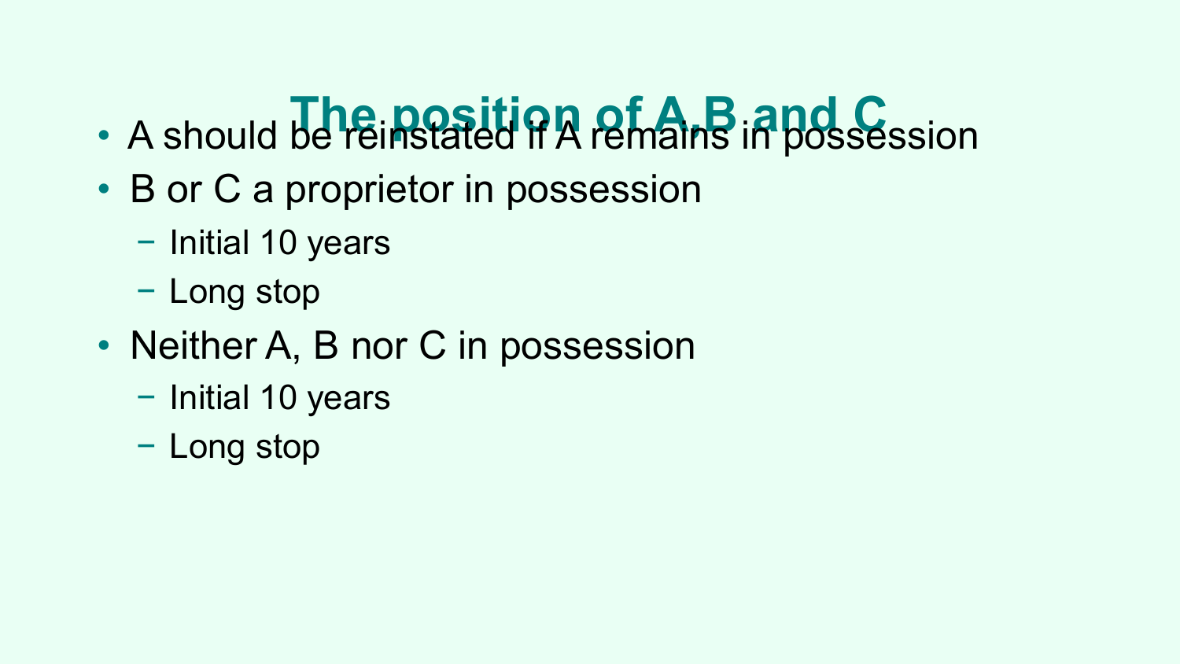# The position of A,B and C

- A should be reinstated if A remains in possession
- B or C a proprietor in possession
  - Initial 10 years
  - Long stop
- Neither A, B nor C in possession
  - Initial 10 years
  - Long stop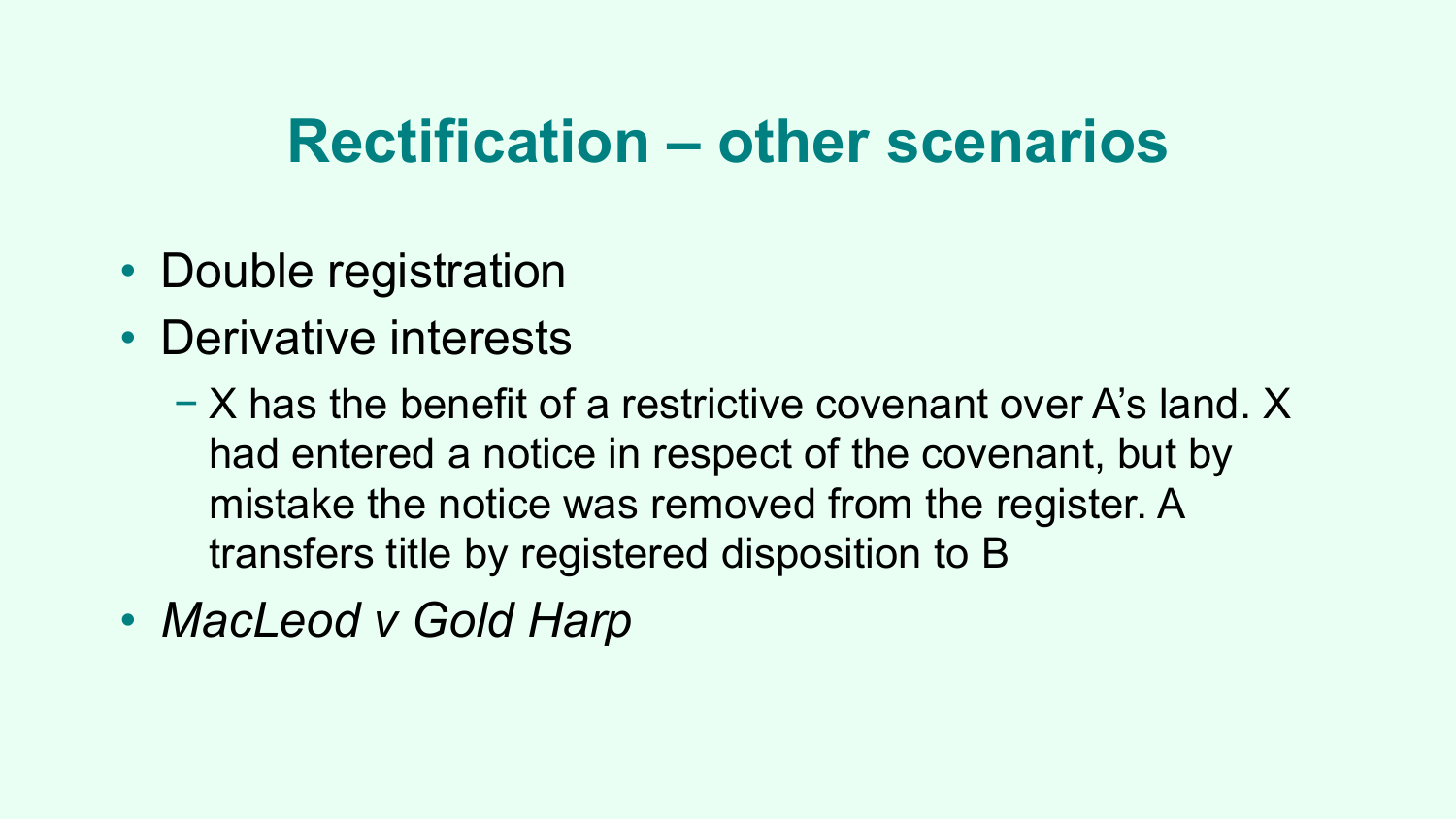# Rectification – other scenarios

- Double registration
- Derivative interests
  - X has the benefit of a restrictive covenant over A's land. X had entered a notice in respect of the covenant, but by mistake the notice was removed from the register. A transfers title by registered disposition to B
- *MacLeod v Gold Harp*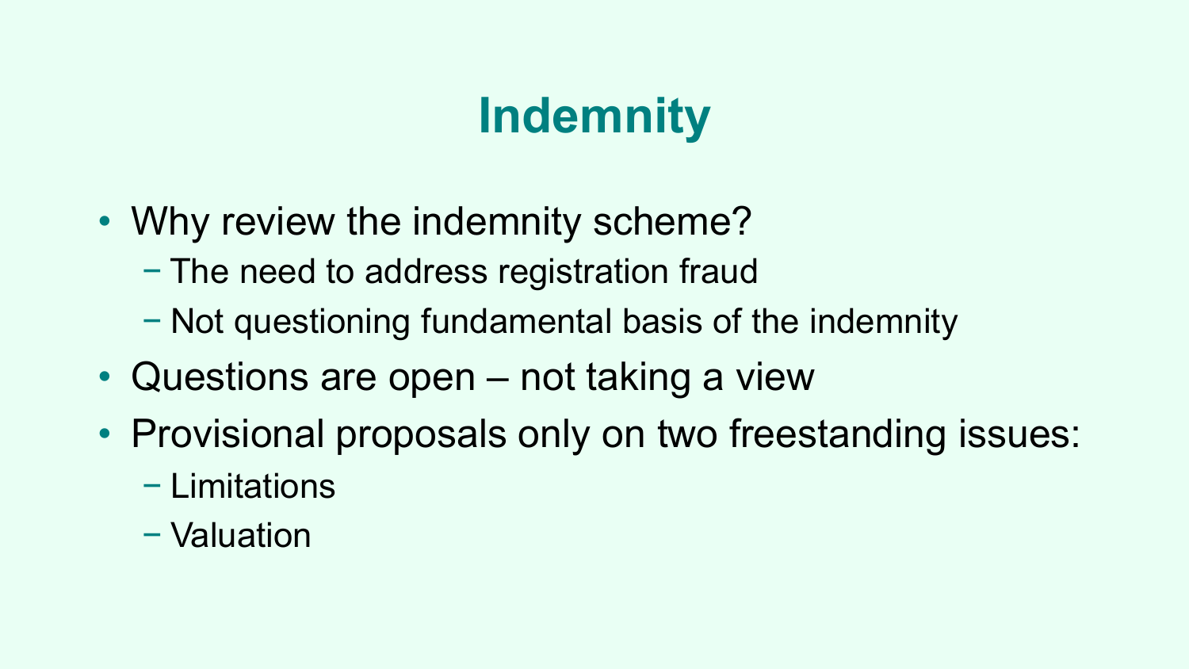# Indemnity

- Why review the indemnity scheme?
  - The need to address registration fraud
  - Not questioning fundamental basis of the indemnity
- Questions are open – not taking a view
- Provisional proposals only on two freestanding issues:
  - Limitations
  - Valuation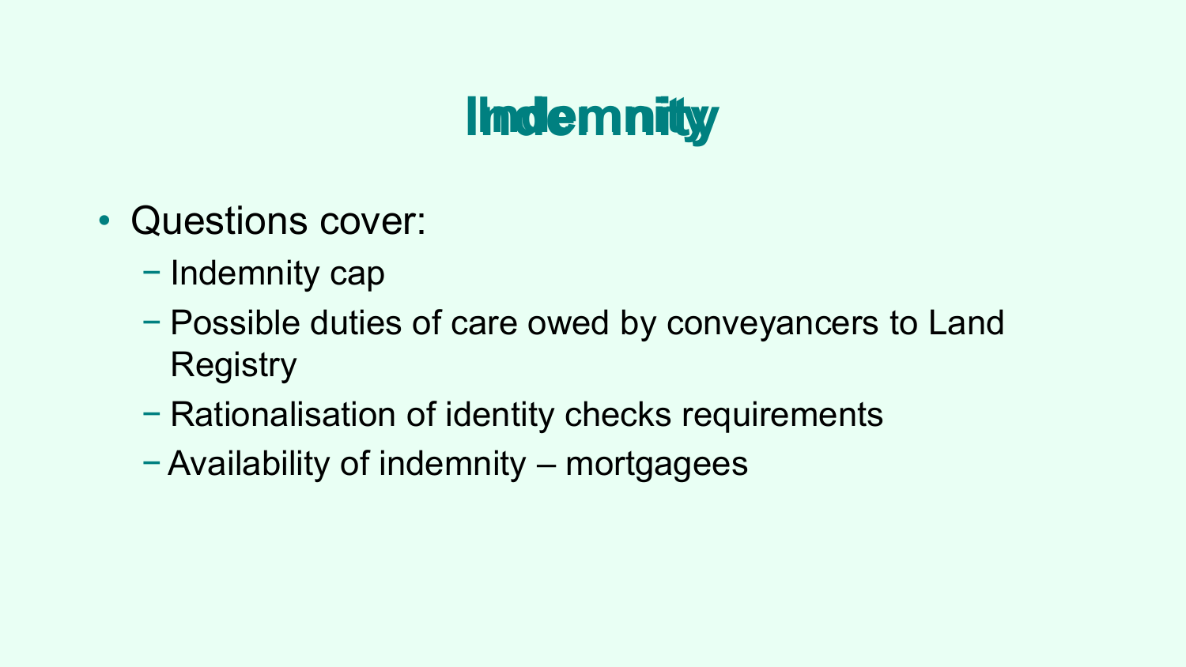# Indemnity

- Questions cover:
  - Indemnity cap
  - Possible duties of care owed by conveyancers to Land Registry
  - Rationalisation of identity checks requirements
  - Availability of indemnity – mortgagees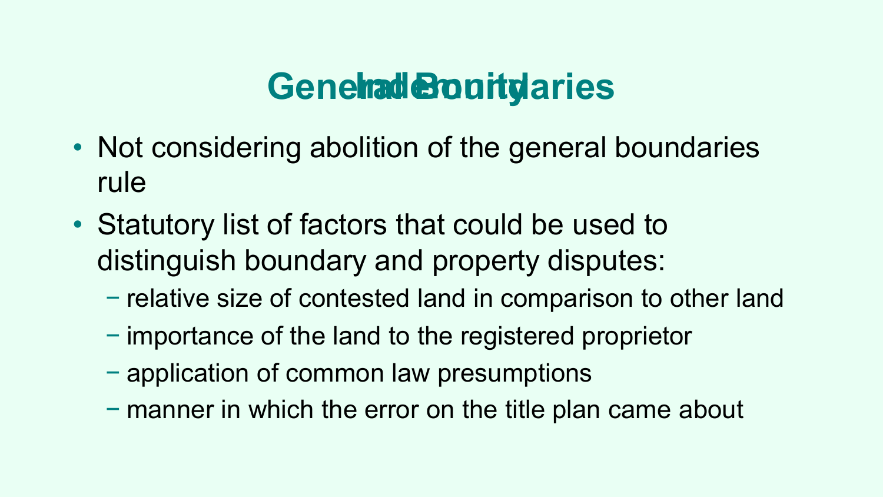# General Boundaries

- Not considering abolition of the general boundaries rule
- Statutory list of factors that could be used to distinguish boundary and property disputes:
  - relative size of contested land in comparison to other land
  - importance of the land to the registered proprietor
  - application of common law presumptions
  - manner in which the error on the title plan came about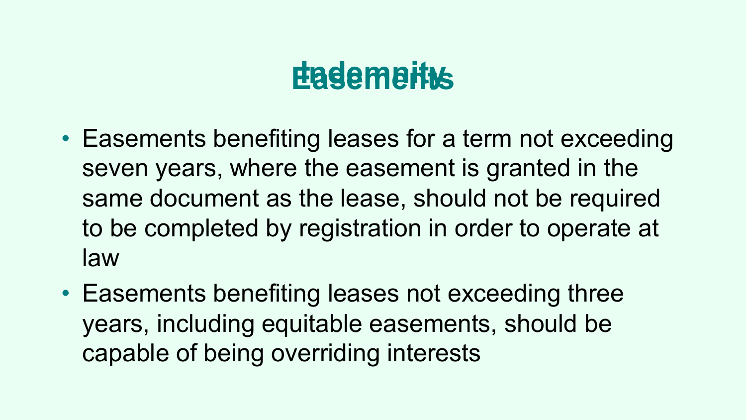# Indemnity

# Easements

- Easements benefiting leases for a term not exceeding seven years, where the easement is granted in the same document as the lease, should not be required to be completed by registration in order to operate at law
- Easements benefiting leases not exceeding three years, including equitable easements, should be capable of being overriding interests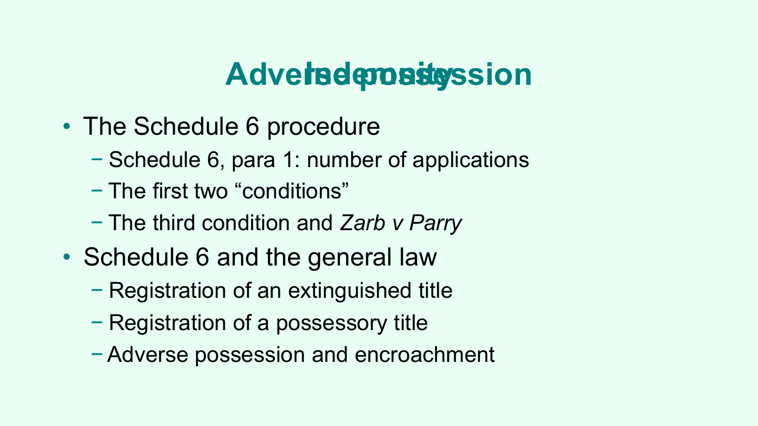# Adverse possession

# Indemnity

- The Schedule 6 procedure
  - Schedule 6, para 1: number of applications
  - The first two "conditions"
  - The third condition and *Zarb v Parry*
- Schedule 6 and the general law
  - Registration of an extinguished title
  - Registration of a possessory title
  - Adverse possession and encroachment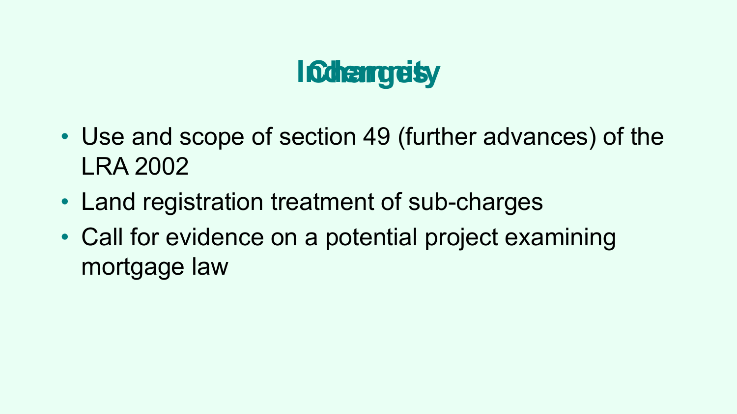# Charges

- Use and scope of section 49 (further advances) of the LRA 2002
- Land registration treatment of sub-charges
- Call for evidence on a potential project examining mortgage law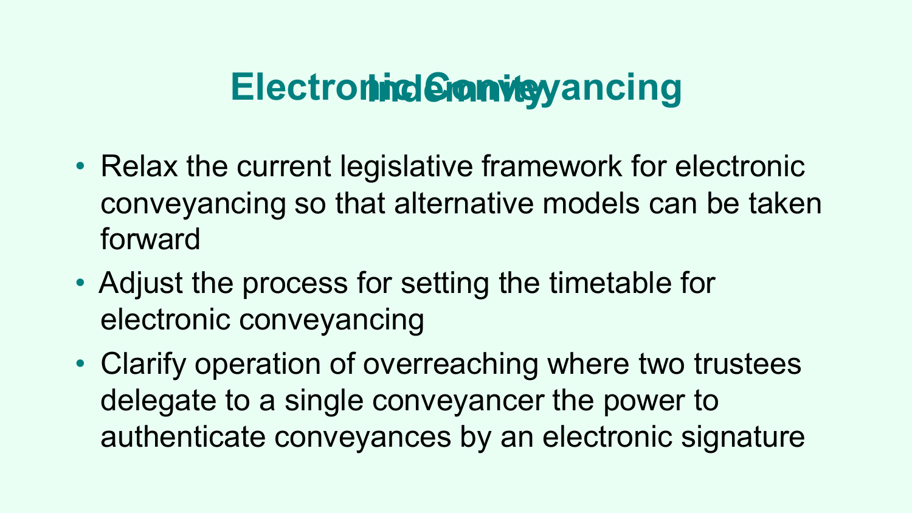# Electronic Conveyancing

# Indemnity

- Relax the current legislative framework for electronic conveyancing so that alternative models can be taken forward
- Adjust the process for setting the timetable for electronic conveyancing
- Clarify operation of overreaching where two trustees delegate to a single conveyancer the power to authenticate conveyances by an electronic signature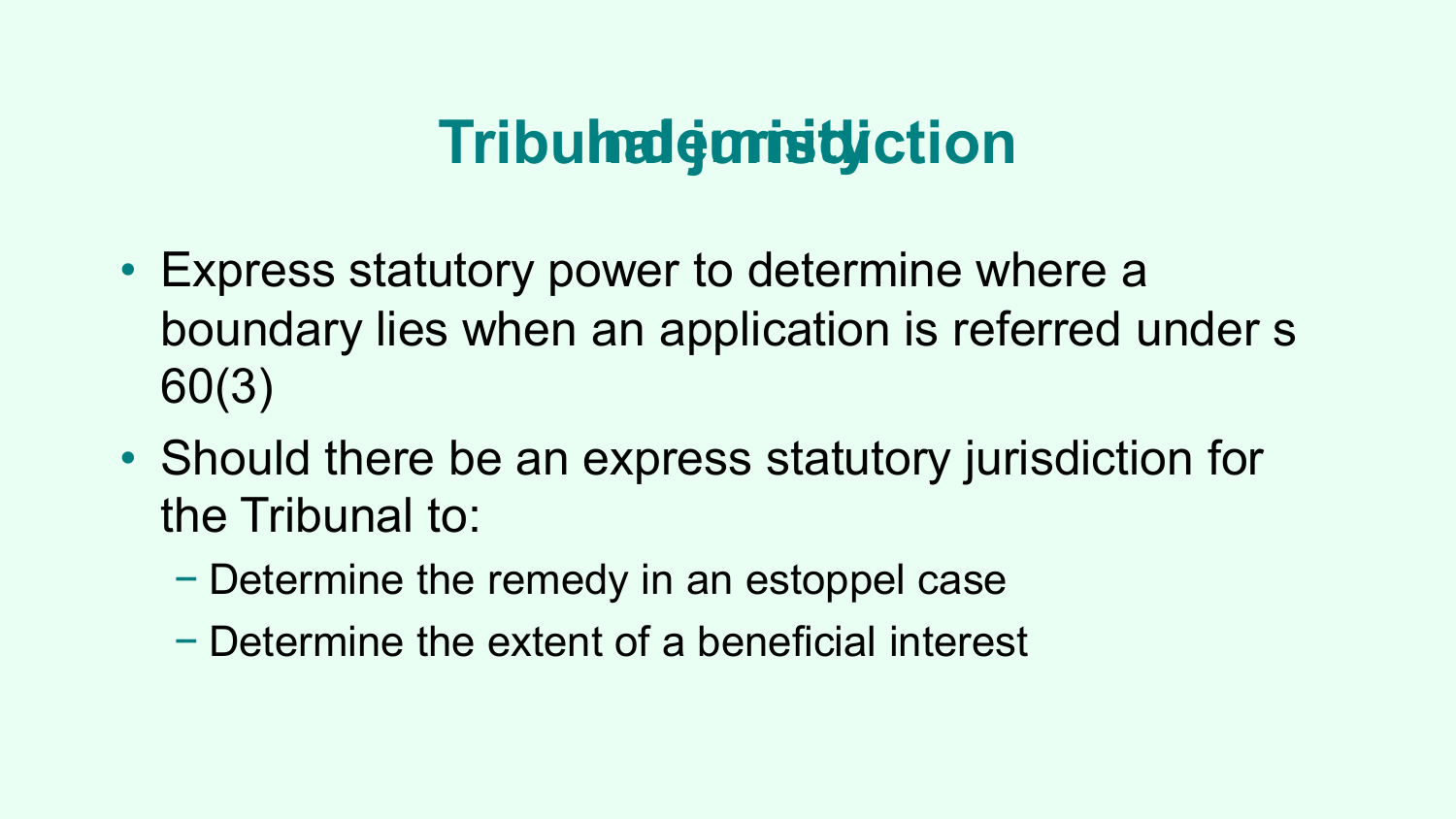# Tribunal jurisdiction

- Express statutory power to determine where a boundary lies when an application is referred under s 60(3)
- Should there be an express statutory jurisdiction for the Tribunal to:
  - Determine the remedy in an estoppel case
  - Determine the extent of a beneficial interest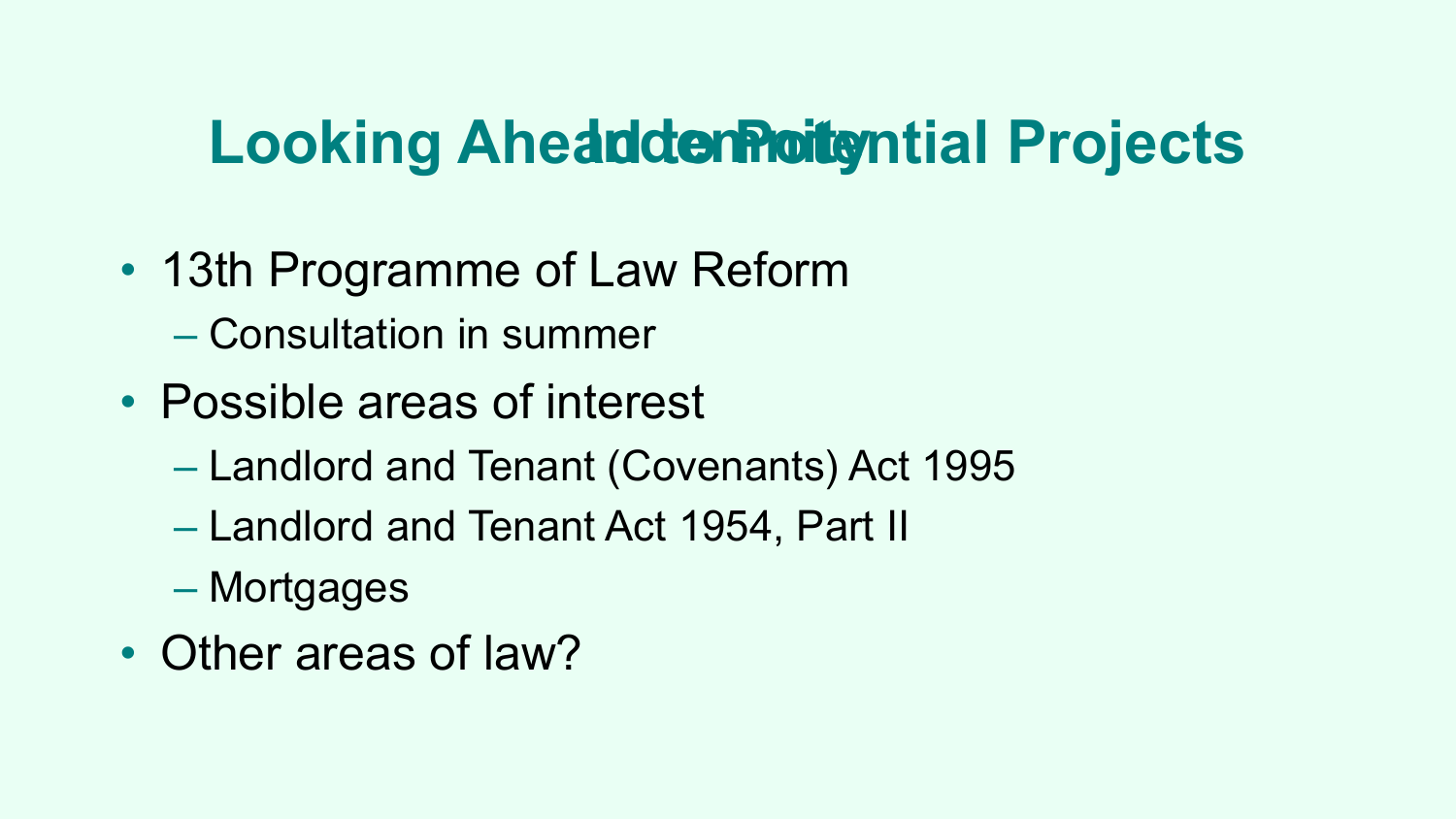# Looking Ahead to Potential Projects

- 13th Programme of Law Reform
  - Consultation in summer
- Possible areas of interest
  - Landlord and Tenant (Covenants) Act 1995
  - Landlord and Tenant Act 1954, Part II
  - Mortgages
- Other areas of law?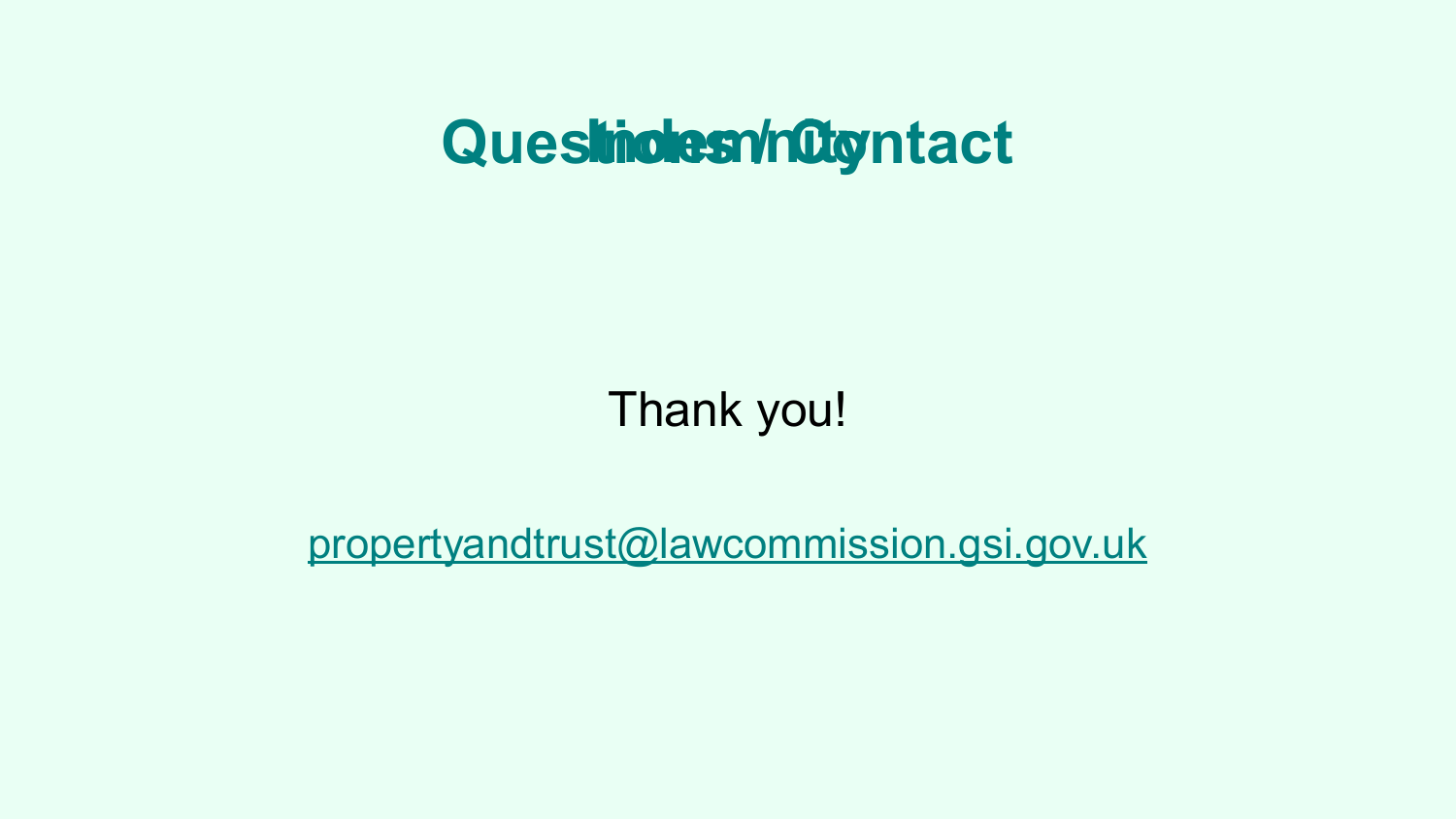# Questions / Contact

# Indemnity

Thank you!

propertyandtrust@lawcommission.gsi.gov.uk